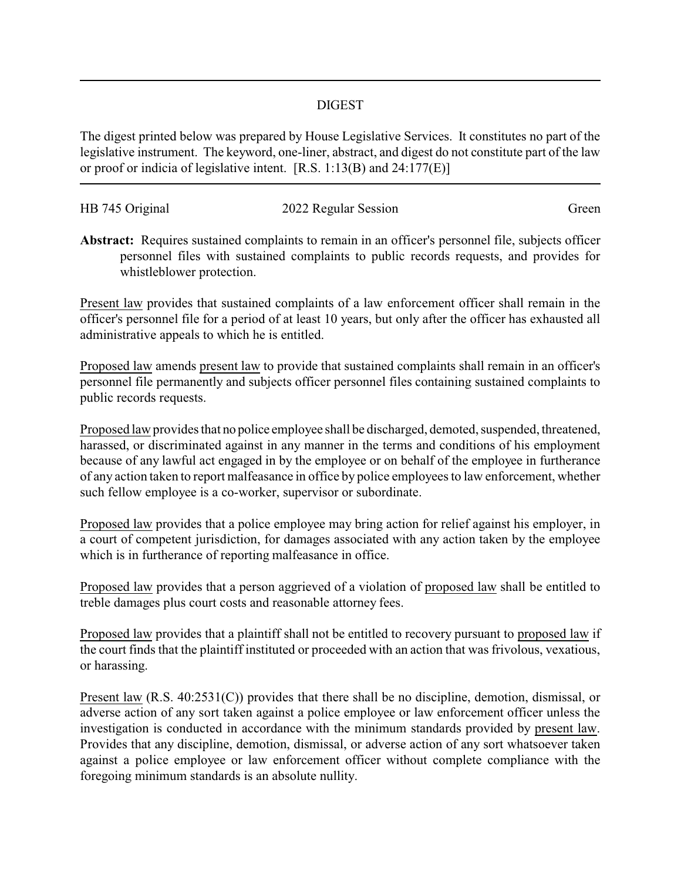## DIGEST

The digest printed below was prepared by House Legislative Services. It constitutes no part of the legislative instrument. The keyword, one-liner, abstract, and digest do not constitute part of the law or proof or indicia of legislative intent. [R.S. 1:13(B) and 24:177(E)]

HB 745 Original 2022 Regular Session Green

**Abstract:** Requires sustained complaints to remain in an officer's personnel file, subjects officer personnel files with sustained complaints to public records requests, and provides for whistleblower protection.

Present law provides that sustained complaints of a law enforcement officer shall remain in the officer's personnel file for a period of at least 10 years, but only after the officer has exhausted all administrative appeals to which he is entitled.

Proposed law amends present law to provide that sustained complaints shall remain in an officer's personnel file permanently and subjects officer personnel files containing sustained complaints to public records requests.

Proposed law provides that no police employee shall be discharged, demoted, suspended, threatened, harassed, or discriminated against in any manner in the terms and conditions of his employment because of any lawful act engaged in by the employee or on behalf of the employee in furtherance of any action taken to report malfeasance in office by police employees to law enforcement, whether such fellow employee is a co-worker, supervisor or subordinate.

Proposed law provides that a police employee may bring action for relief against his employer, in a court of competent jurisdiction, for damages associated with any action taken by the employee which is in furtherance of reporting malfeasance in office.

Proposed law provides that a person aggrieved of a violation of proposed law shall be entitled to treble damages plus court costs and reasonable attorney fees.

Proposed law provides that a plaintiff shall not be entitled to recovery pursuant to proposed law if the court finds that the plaintiff instituted or proceeded with an action that was frivolous, vexatious, or harassing.

Present law (R.S. 40:2531(C)) provides that there shall be no discipline, demotion, dismissal, or adverse action of any sort taken against a police employee or law enforcement officer unless the investigation is conducted in accordance with the minimum standards provided by present law. Provides that any discipline, demotion, dismissal, or adverse action of any sort whatsoever taken against a police employee or law enforcement officer without complete compliance with the foregoing minimum standards is an absolute nullity.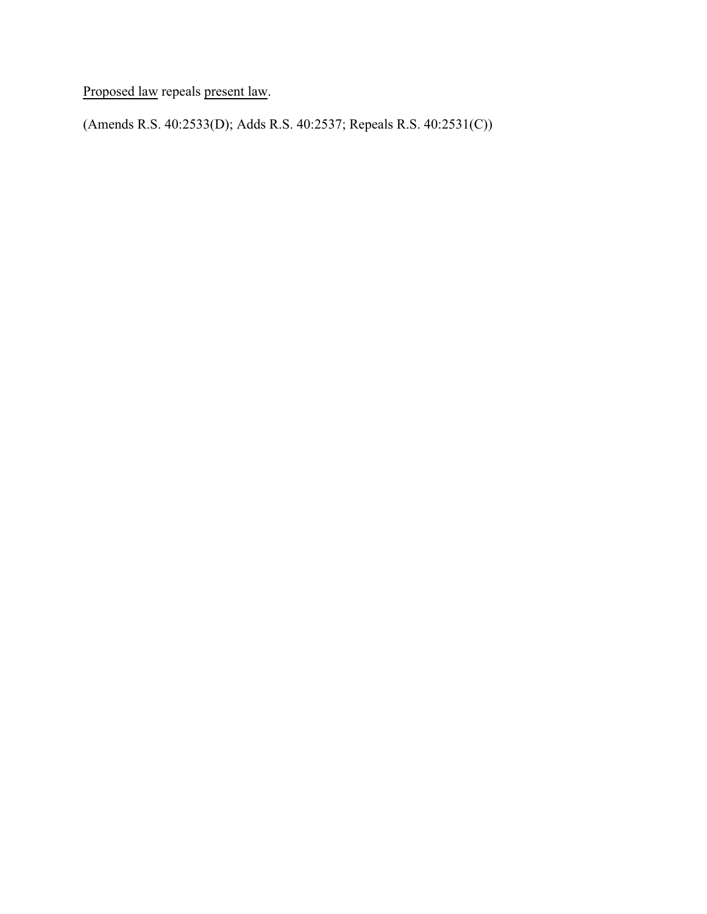Proposed law repeals present law.

(Amends R.S. 40:2533(D); Adds R.S. 40:2537; Repeals R.S. 40:2531(C))